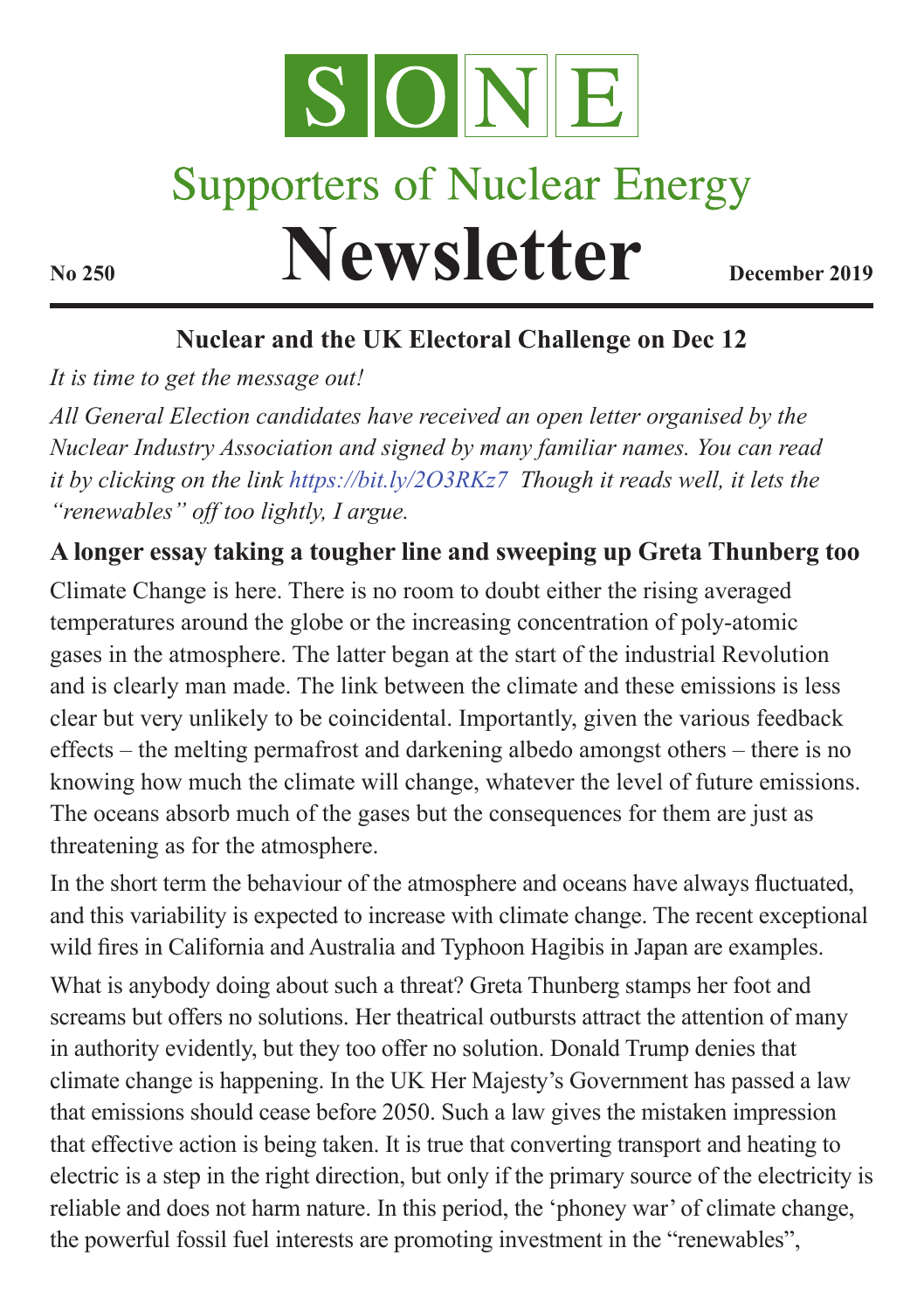# S O N E

## Supporters of Nuclear Energy

# Newsletter

**No 250** **December 2019**

### Nuclear and the UK Electoral Challenge on Dec 12

*It is time to get the message out!*

*All General Election candidates have received an open letter organised by the Nuclear Industry Association and signed by many familiar names. You can read it by clicking on the link https://bit.ly/2O3RKz7 Though it reads well, it lets the "renewables" off too lightly, I argue.*

### A longer essay taking a tougher line and sweeping up Greta Thunberg too

Climate Change is here. There is no room to doubt either the rising averaged temperatures around the globe or the increasing concentration of poly-atomic gases in the atmosphere. The latter began at the start of the industrial Revolution and is clearly man made. The link between the climate and these emissions is less clear but very unlikely to be coincidental. Importantly, given the various feedback effects – the melting permafrost and darkening albedo amongst others – there is no knowing how much the climate will change, whatever the level of future emissions. The oceans absorb much of the gases but the consequences for them are just as threatening as for the atmosphere.

In the short term the behaviour of the atmosphere and oceans have always fluctuated, and this variability is expected to increase with climate change. The recent exceptional wild fires in California and Australia and Typhoon Hagibis in Japan are examples.

What is anybody doing about such a threat? Greta Thunberg stamps her foot and screams but offers no solutions. Her theatrical outbursts attract the attention of many in authority evidently, but they too offer no solution. Donald Trump denies that climate change is happening. In the UK Her Majesty's Government has passed a law that emissions should cease before 2050. Such a law gives the mistaken impression that effective action is being taken. It is true that converting transport and heating to electric is a step in the right direction, but only if the primary source of the electricity is reliable and does not harm nature. In this period, the 'phoney war' of climate change, the powerful fossil fuel interests are promoting investment in the "renewables",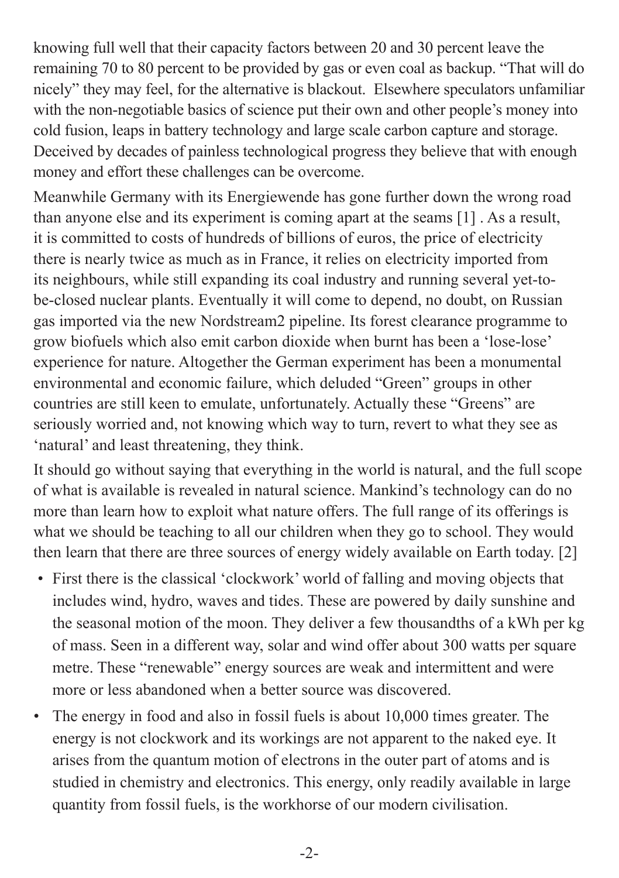knowing full well that their capacity factors between 20 and 30 percent leave the remaining 70 to 80 percent to be provided by gas or even coal as backup. "That will do nicely" they may feel, for the alternative is blackout. Elsewhere speculators unfamiliar with the non-negotiable basics of science put their own and other people's money into cold fusion, leaps in battery technology and large scale carbon capture and storage. Deceived by decades of painless technological progress they believe that with enough money and effort these challenges can be overcome.

Meanwhile Germany with its Energiewende has gone further down the wrong road than anyone else and its experiment is coming apart at the seams [1] . As a result, it is committed to costs of hundreds of billions of euros, the price of electricity there is nearly twice as much as in France, it relies on electricity imported from its neighbours, while still expanding its coal industry and running several yet-to-be-closed nuclear plants. Eventually it will come to depend, no doubt, on Russian gas imported via the new Nordstream2 pipeline. Its forest clearance programme to grow biofuels which also emit carbon dioxide when burnt has been a 'lose-lose' experience for nature. Altogether the German experiment has been a monumental environmental and economic failure, which deluded "Green" groups in other countries are still keen to emulate, unfortunately. Actually these "Greens" are seriously worried and, not knowing which way to turn, revert to what they see as 'natural' and least threatening, they think.

It should go without saying that everything in the world is natural, and the full scope of what is available is revealed in natural science. Mankind's technology can do no more than learn how to exploit what nature offers. The full range of its offerings is what we should be teaching to all our children when they go to school. They would then learn that there are three sources of energy widely available on Earth today. [2]

- First there is the classical 'clockwork' world of falling and moving objects that includes wind, hydro, waves and tides. These are powered by daily sunshine and the seasonal motion of the moon. They deliver a few thousandths of a kWh per kg of mass. Seen in a different way, solar and wind offer about 300 watts per square metre. These "renewable" energy sources are weak and intermittent and were more or less abandoned when a better source was discovered.
- The energy in food and also in fossil fuels is about 10,000 times greater. The energy is not clockwork and its workings are not apparent to the naked eye. It arises from the quantum motion of electrons in the outer part of atoms and is studied in chemistry and electronics. This energy, only readily available in large quantity from fossil fuels, is the workhorse of our modern civilisation.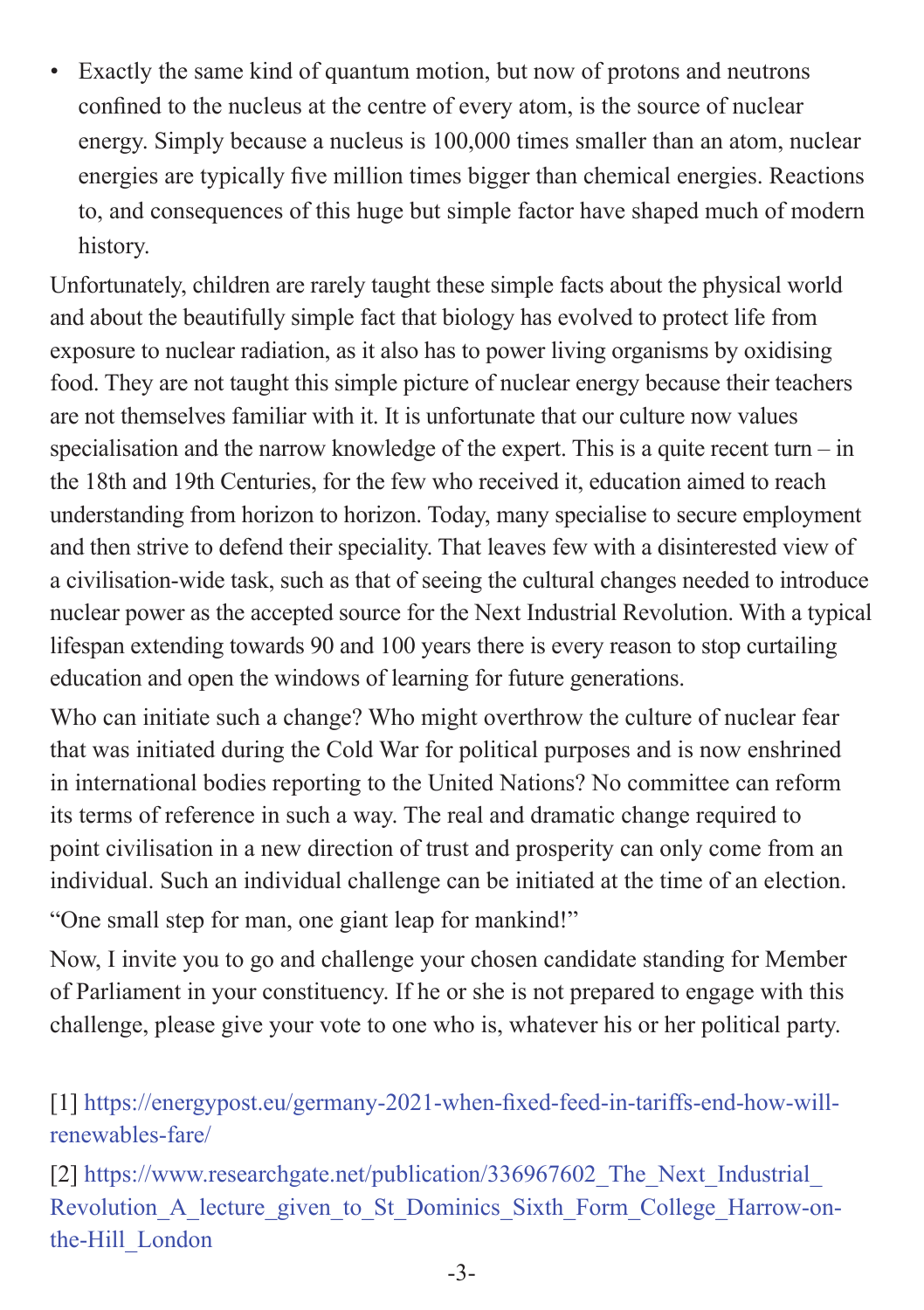- Exactly the same kind of quantum motion, but now of protons and neutrons confined to the nucleus at the centre of every atom, is the source of nuclear energy. Simply because a nucleus is 100,000 times smaller than an atom, nuclear energies are typically five million times bigger than chemical energies. Reactions to, and consequences of this huge but simple factor have shaped much of modern history.

Unfortunately, children are rarely taught these simple facts about the physical world and about the beautifully simple fact that biology has evolved to protect life from exposure to nuclear radiation, as it also has to power living organisms by oxidising food. They are not taught this simple picture of nuclear energy because their teachers are not themselves familiar with it. It is unfortunate that our culture now values specialisation and the narrow knowledge of the expert. This is a quite recent turn – in the 18th and 19th Centuries, for the few who received it, education aimed to reach understanding from horizon to horizon. Today, many specialise to secure employment and then strive to defend their speciality. That leaves few with a disinterested view of a civilisation-wide task, such as that of seeing the cultural changes needed to introduce nuclear power as the accepted source for the Next Industrial Revolution. With a typical lifespan extending towards 90 and 100 years there is every reason to stop curtailing education and open the windows of learning for future generations.

Who can initiate such a change? Who might overthrow the culture of nuclear fear that was initiated during the Cold War for political purposes and is now enshrined in international bodies reporting to the United Nations? No committee can reform its terms of reference in such a way. The real and dramatic change required to point civilisation in a new direction of trust and prosperity can only come from an individual. Such an individual challenge can be initiated at the time of an election.

"One small step for man, one giant leap for mankind!"

Now, I invite you to go and challenge your chosen candidate standing for Member of Parliament in your constituency. If he or she is not prepared to engage with this challenge, please give your vote to one who is, whatever his or her political party.

[1] https://energypost.eu/germany-2021-when-fixed-feed-in-tariffs-end-how-will-renewables-fare/

[2] https://www.researchgate.net/publication/336967602_The_Next_Industrial_Revolution_A_lecture_given_to_St_Dominics_Sixth_Form_College_Harrow-on-the-Hill_London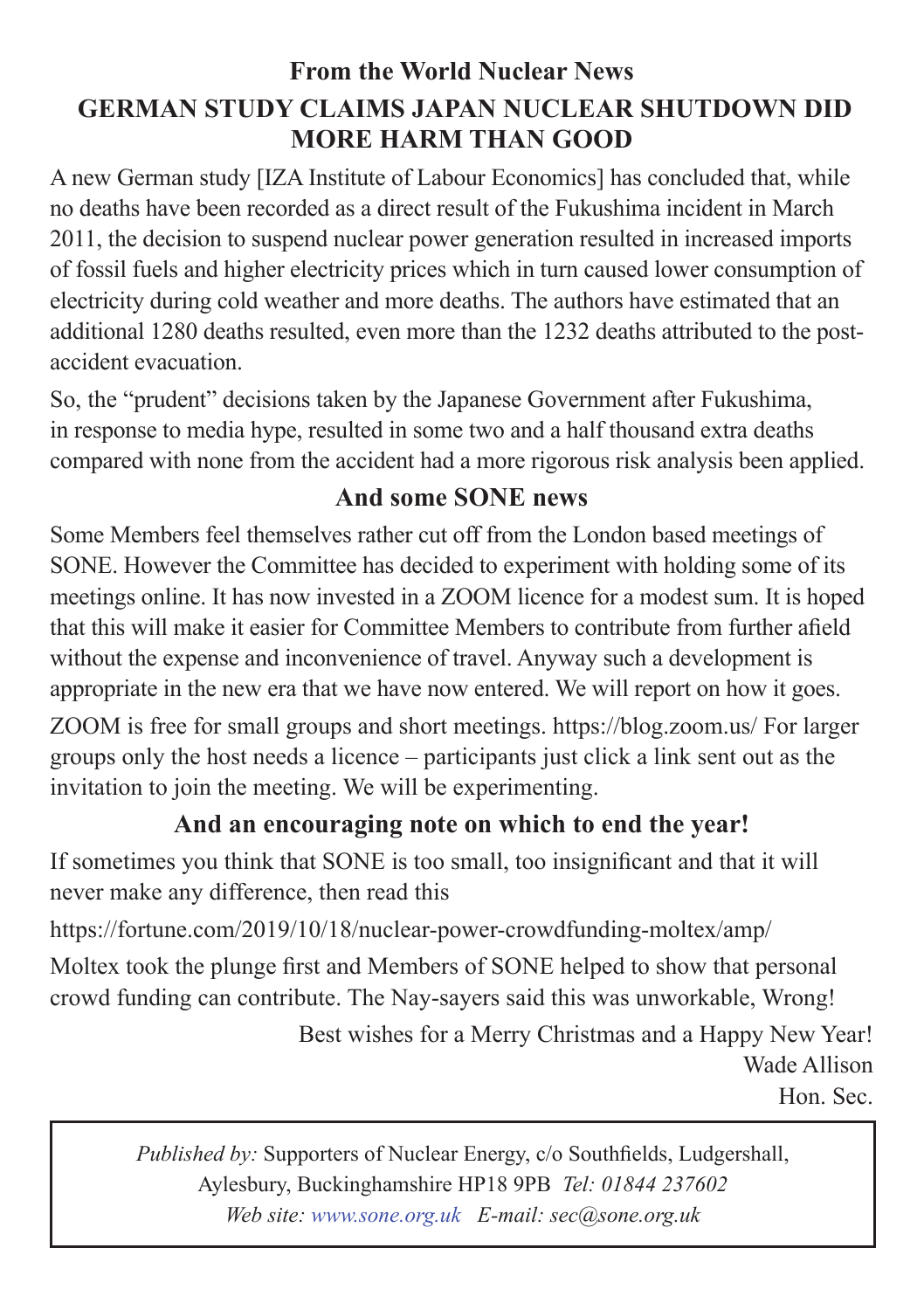## From the World Nuclear News

## GERMAN STUDY CLAIMS JAPAN NUCLEAR SHUTDOWN DID MORE HARM THAN GOOD

A new German study [IZA Institute of Labour Economics] has concluded that, while no deaths have been recorded as a direct result of the Fukushima incident in March 2011, the decision to suspend nuclear power generation resulted in increased imports of fossil fuels and higher electricity prices which in turn caused lower consumption of electricity during cold weather and more deaths. The authors have estimated that an additional 1280 deaths resulted, even more than the 1232 deaths attributed to the post-accident evacuation.

So, the "prudent" decisions taken by the Japanese Government after Fukushima, in response to media hype, resulted in some two and a half thousand extra deaths compared with none from the accident had a more rigorous risk analysis been applied.

## And some SONE news

Some Members feel themselves rather cut off from the London based meetings of SONE. However the Committee has decided to experiment with holding some of its meetings online. It has now invested in a ZOOM licence for a modest sum. It is hoped that this will make it easier for Committee Members to contribute from further afield without the expense and inconvenience of travel. Anyway such a development is appropriate in the new era that we have now entered. We will report on how it goes.

ZOOM is free for small groups and short meetings. https://blog.zoom.us/ For larger groups only the host needs a licence – participants just click a link sent out as the invitation to join the meeting. We will be experimenting.

## And an encouraging note on which to end the year!

If sometimes you think that SONE is too small, too insignificant and that it will never make any difference, then read this

https://fortune.com/2019/10/18/nuclear-power-crowdfunding-moltex/amp/

Moltex took the plunge first and Members of SONE helped to show that personal crowd funding can contribute. The Nay-sayers said this was unworkable, Wrong!

Best wishes for a Merry Christmas and a Happy New Year!
Wade Allison
Hon. Sec.

*Published by:* Supporters of Nuclear Energy, c/o Southfields, Ludgershall, Aylesbury, Buckinghamshire HP18 9PB *Tel: 01844 237602*
*Web site: www.sone.org.uk E-mail: sec@sone.org.uk*